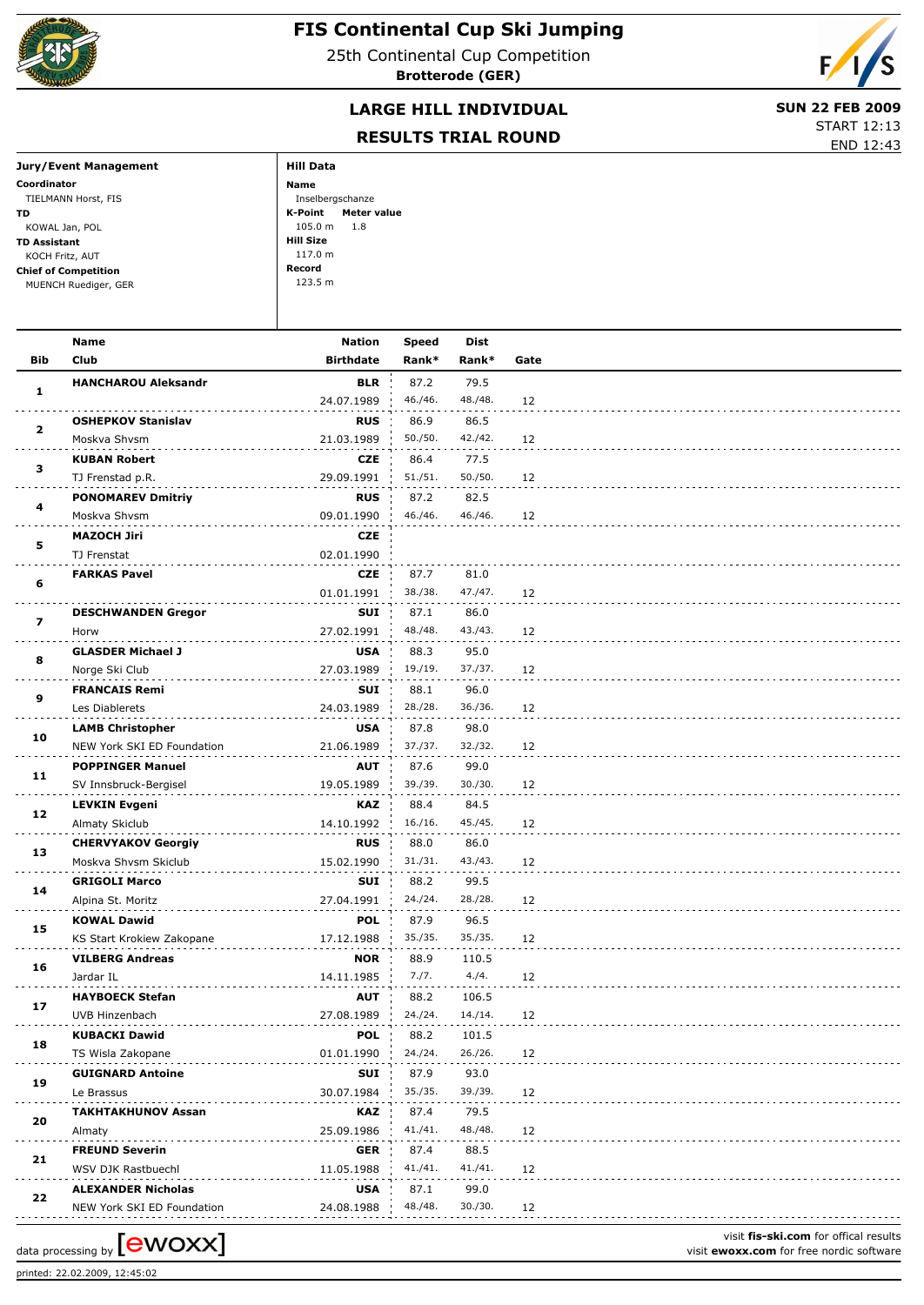# FIS Continental Cup Ski Jumping

25th Continental Cup Competition

**Brotterode (GER)**

## LARGE HILL INDIVIDUAL

## RESULTS TRIAL ROUND

**SUN 22 FEB 2009**

START 12:13

END 12:43

**Jury/Event Management**

**Coordinator**
TIELMANN Horst, FIS

**TD**
KOWAL Jan, POL

**TD Assistant**
KOCH Fritz, AUT

**Chief of Competition**
MUENCH Ruediger, GER

**Hill Data**

**Name**
Inselbergschanze

**K-Point** 105.0 m **Meter value** 1.8

**Hill Size**
117.0 m

**Record**
123.5 m

| Bib | Name / Club | Nation / Birthdate | Speed / Rank* | Dist / Rank* | Gate |
|---|---|---|---|---|---|
| 1 | **HANCHAROU Aleksandr** | **BLR** 24.07.1989 | 87.2 46./46. | 79.5 48./48. | 12 |
| 2 | **OSHEPKOV Stanislav** Moskva Shvsm | **RUS** 21.03.1989 | 86.9 50./50. | 86.5 42./42. | 12 |
| 3 | **KUBAN Robert** TJ Frenstad p.R. | **CZE** 29.09.1991 | 86.4 51./51. | 77.5 50./50. | 12 |
| 4 | **PONOMAREV Dmitriy** Moskva Shvsm | **RUS** 09.01.1990 | 87.2 46./46. | 82.5 46./46. | 12 |
| 5 | **MAZOCH Jiri** TJ Frenstat | **CZE** 02.01.1990 | | | |
| 6 | **FARKAS Pavel** | **CZE** 01.01.1991 | 87.7 38./38. | 81.0 47./47. | 12 |
| 7 | **DESCHWANDEN Gregor** Horw | **SUI** 27.02.1991 | 87.1 48./48. | 86.0 43./43. | 12 |
| 8 | **GLASDER Michael J** Norge Ski Club | **USA** 27.03.1989 | 88.3 19./19. | 95.0 37./37. | 12 |
| 9 | **FRANCAIS Remi** Les Diablerets | **SUI** 24.03.1989 | 88.1 28./28. | 96.0 36./36. | 12 |
| 10 | **LAMB Christopher** NEW York SKI ED Foundation | **USA** 21.06.1989 | 87.8 37./37. | 98.0 32./32. | 12 |
| 11 | **POPPINGER Manuel** SV Innsbruck-Bergisel | **AUT** 19.05.1989 | 87.6 39./39. | 99.0 30./30. | 12 |
| 12 | **LEVKIN Evgeni** Almaty Skiclub | **KAZ** 14.10.1992 | 88.4 16./16. | 84.5 45./45. | 12 |
| 13 | **CHERVYAKOV Georgiy** Moskva Shvsm Skiclub | **RUS** 15.02.1990 | 88.0 31./31. | 86.0 43./43. | 12 |
| 14 | **GRIGOLI Marco** Alpina St. Moritz | **SUI** 27.04.1991 | 88.2 24./24. | 99.5 28./28. | 12 |
| 15 | **KOWAL Dawid** KS Start Krokiew Zakopane | **POL** 17.12.1988 | 87.9 35./35. | 96.5 35./35. | 12 |
| 16 | **VILBERG Andreas** Jardar IL | **NOR** 14.11.1985 | 88.9 7./7. | 110.5 4./4. | 12 |
| 17 | **HAYBOECK Stefan** UVB Hinzenbach | **AUT** 27.08.1989 | 88.2 24./24. | 106.5 14./14. | 12 |
| 18 | **KUBACKI Dawid** TS Wisla Zakopane | **POL** 01.01.1990 | 88.2 24./24. | 101.5 26./26. | 12 |
| 19 | **GUIGNARD Antoine** Le Brassus | **SUI** 30.07.1984 | 87.9 35./35. | 93.0 39./39. | 12 |
| 20 | **TAKHTAKHUNOV Assan** Almaty | **KAZ** 25.09.1986 | 87.4 41./41. | 79.5 48./48. | 12 |
| 21 | **FREUND Severin** WSV DJK Rastbuechl | **GER** 11.05.1988 | 87.4 41./41. | 88.5 41./41. | 12 |
| 22 | **ALEXANDER Nicholas** NEW York SKI ED Foundation | **USA** 24.08.1988 | 87.1 48./48. | 99.0 30./30. | 12 |

data processing by [ewoxx]

visit **fis-ski.com** for offical results
visit **ewoxx.com** for free nordic software

printed: 22.02.2009, 12:45:02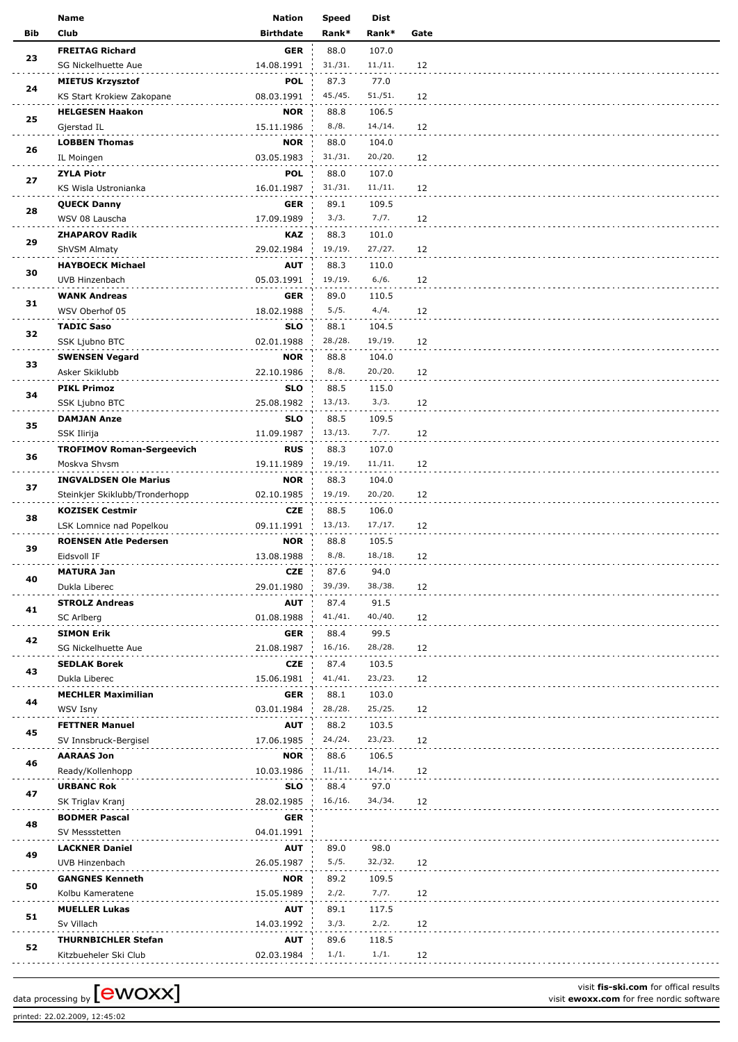| Bib | Name<br>Club | Nation<br>Birthdate | Speed<br>Rank* | Dist<br>Rank* | Gate |
|---|---|---|---|---|---|
| 23 | **FREITAG Richard**<br>SG Nickelhuette Aue | **GER**<br>14.08.1991 | 88.0<br>31./31. | 107.0<br>11./11. | 12 |
| 24 | **MIETUS Krzysztof**<br>KS Start Krokiew Zakopane | **POL**<br>08.03.1991 | 87.3<br>45./45. | 77.0<br>51./51. | 12 |
| 25 | **HELGESEN Haakon**<br>Gjerstad IL | **NOR**<br>15.11.1986 | 88.8<br>8./8. | 106.5<br>14./14. | 12 |
| 26 | **LOBBEN Thomas**<br>IL Moingen | **NOR**<br>03.05.1983 | 88.0<br>31./31. | 104.0<br>20./20. | 12 |
| 27 | **ZYLA Piotr**<br>KS Wisla Ustronianka | **POL**<br>16.01.1987 | 88.0<br>31./31. | 107.0<br>11./11. | 12 |
| 28 | **QUECK Danny**<br>WSV 08 Lauscha | **GER**<br>17.09.1989 | 89.1<br>3./3. | 109.5<br>7./7. | 12 |
| 29 | **ZHAPAROV Radik**<br>ShVSM Almaty | **KAZ**<br>29.02.1984 | 88.3<br>19./19. | 101.0<br>27./27. | 12 |
| 30 | **HAYBOECK Michael**<br>UVB Hinzenbach | **AUT**<br>05.03.1991 | 88.3<br>19./19. | 110.0<br>6./6. | 12 |
| 31 | **WANK Andreas**<br>WSV Oberhof 05 | **GER**<br>18.02.1988 | 89.0<br>5./5. | 110.5<br>4./4. | 12 |
| 32 | **TADIC Saso**<br>SSK Ljubno BTC | **SLO**<br>02.01.1988 | 88.1<br>28./28. | 104.5<br>19./19. | 12 |
| 33 | **SWENSEN Vegard**<br>Asker Skiklubb | **NOR**<br>22.10.1986 | 88.8<br>8./8. | 104.0<br>20./20. | 12 |
| 34 | **PIKL Primoz**<br>SSK Ljubno BTC | **SLO**<br>25.08.1982 | 88.5<br>13./13. | 115.0<br>3./3. | 12 |
| 35 | **DAMJAN Anze**<br>SSK Ilirija | **SLO**<br>11.09.1987 | 88.5<br>13./13. | 109.5<br>7./7. | 12 |
| 36 | **TROFIMOV Roman-Sergeevich**<br>Moskva Shvsm | **RUS**<br>19.11.1989 | 88.3<br>19./19. | 107.0<br>11./11. | 12 |
| 37 | **INGVALDSEN Ole Marius**<br>Steinkjer Skiklubb/Tronderhopp | **NOR**<br>02.10.1985 | 88.3<br>19./19. | 104.0<br>20./20. | 12 |
| 38 | **KOZISEK Cestmir**<br>LSK Lomnice nad Popelkou | **CZE**<br>09.11.1991 | 88.5<br>13./13. | 106.0<br>17./17. | 12 |
| 39 | **ROENSEN Atle Pedersen**<br>Eidsvoll IF | **NOR**<br>13.08.1988 | 88.8<br>8./8. | 105.5<br>18./18. | 12 |
| 40 | **MATURA Jan**<br>Dukla Liberec | **CZE**<br>29.01.1980 | 87.6<br>39./39. | 94.0<br>38./38. | 12 |
| 41 | **STROLZ Andreas**<br>SC Arlberg | **AUT**<br>01.08.1988 | 87.4<br>41./41. | 91.5<br>40./40. | 12 |
| 42 | **SIMON Erik**<br>SG Nickelhuette Aue | **GER**<br>21.08.1987 | 88.4<br>16./16. | 99.5<br>28./28. | 12 |
| 43 | **SEDLAK Borek**<br>Dukla Liberec | **CZE**<br>15.06.1981 | 87.4<br>41./41. | 103.5<br>23./23. | 12 |
| 44 | **MECHLER Maximilian**<br>WSV Isny | **GER**<br>03.01.1984 | 88.1<br>28./28. | 103.0<br>25./25. | 12 |
| 45 | **FETTNER Manuel**<br>SV Innsbruck-Bergisel | **AUT**<br>17.06.1985 | 88.2<br>24./24. | 103.5<br>23./23. | 12 |
| 46 | **AARAAS Jon**<br>Ready/Kollenhopp | **NOR**<br>10.03.1986 | 88.6<br>11./11. | 106.5<br>14./14. | 12 |
| 47 | **URBANC Rok**<br>SK Triglav Kranj | **SLO**<br>28.02.1985 | 88.4<br>16./16. | 97.0<br>34./34. | 12 |
| 48 | **BODMER Pascal**<br>SV Messstetten | **GER**<br>04.01.1991 | | | |
| 49 | **LACKNER Daniel**<br>UVB Hinzenbach | **AUT**<br>26.05.1987 | 89.0<br>5./5. | 98.0<br>32./32. | 12 |
| 50 | **GANGNES Kenneth**<br>Kolbu Kameratene | **NOR**<br>15.05.1989 | 89.2<br>2./2. | 109.5<br>7./7. | 12 |
| 51 | **MUELLER Lukas**<br>Sv Villach | **AUT**<br>14.03.1992 | 89.1<br>3./3. | 117.5<br>2./2. | 12 |
| 52 | **THURNBICHLER Stefan**<br>Kitzbueheler Ski Club | **AUT**<br>02.03.1984 | 89.6<br>1./1. | 118.5<br>1./1. | 12 |

data processing by [ewoxx]

visit **fis-ski.com** for offical results
visit **ewoxx.com** for free nordic software

printed: 22.02.2009, 12:45:02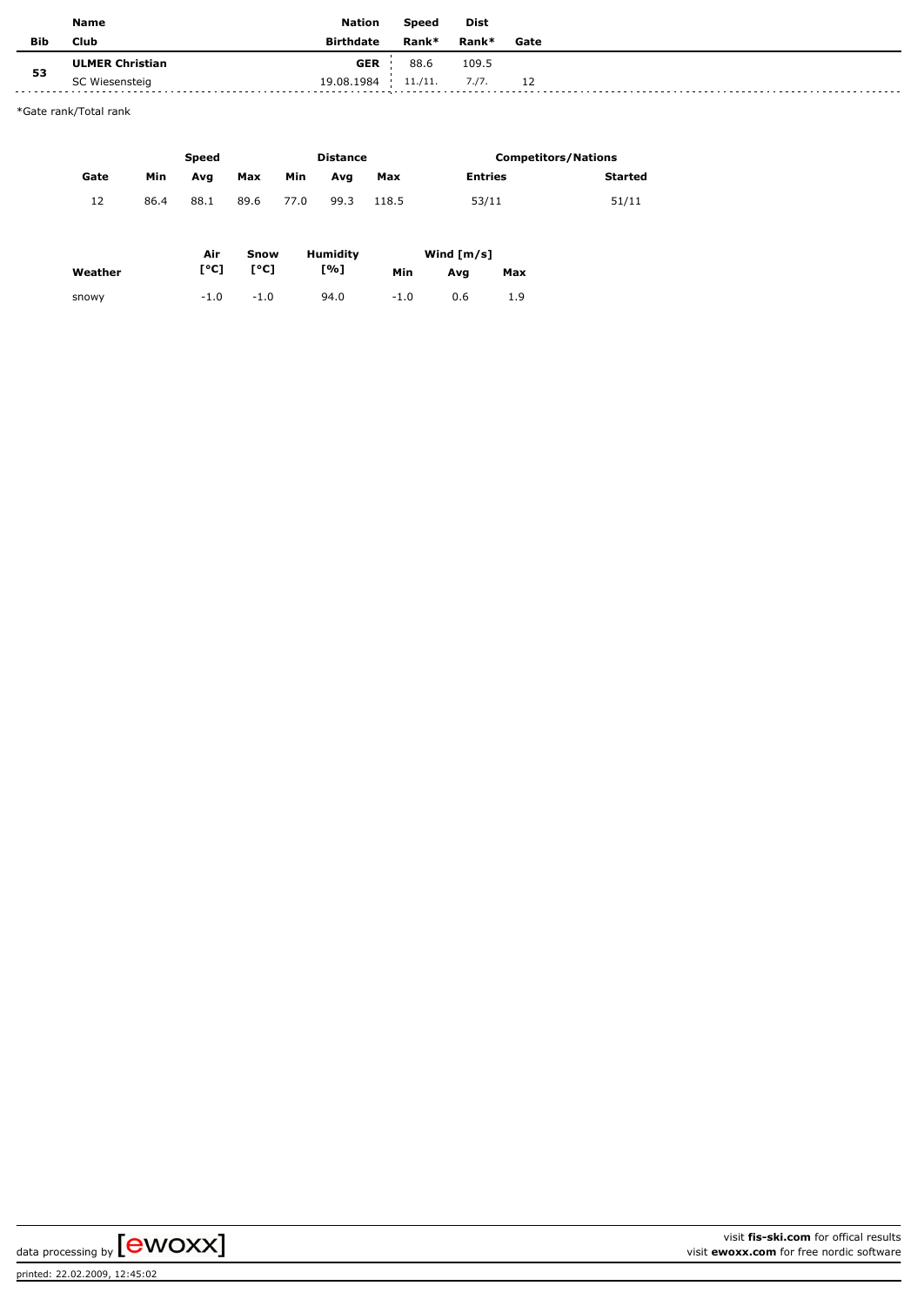| Bib | Name / Club | Nation / Birthdate | Speed / Rank* | Dist / Rank* | Gate |
| --- | --- | --- | --- | --- | --- |
| 53 | ULMER Christian | GER | 88.6 | 109.5 | |
| | SC Wiesensteig | 19.08.1984 | 11./11. | 7./7. | 12 |

*Gate rank/Total rank

| | Speed | | | Distance | | | Competitors/Nations | |
| --- | --- | --- | --- | --- | --- | --- | --- | --- |
| Gate | Min | Avg | Max | Min | Avg | Max | Entries | Started |
| 12 | 86.4 | 88.1 | 89.6 | 77.0 | 99.3 | 118.5 | 53/11 | 51/11 |

| Weather | Air [°C] | Snow [°C] | Humidity [%] | Wind [m/s] Min | Wind [m/s] Avg | Wind [m/s] Max |
| --- | --- | --- | --- | --- | --- | --- |
| snowy | -1.0 | -1.0 | 94.0 | -1.0 | 0.6 | 1.9 |

data processing by [ewoxx]

visit **fis-ski.com** for offical results
visit **ewoxx.com** for free nordic software

printed: 22.02.2009, 12:45:02